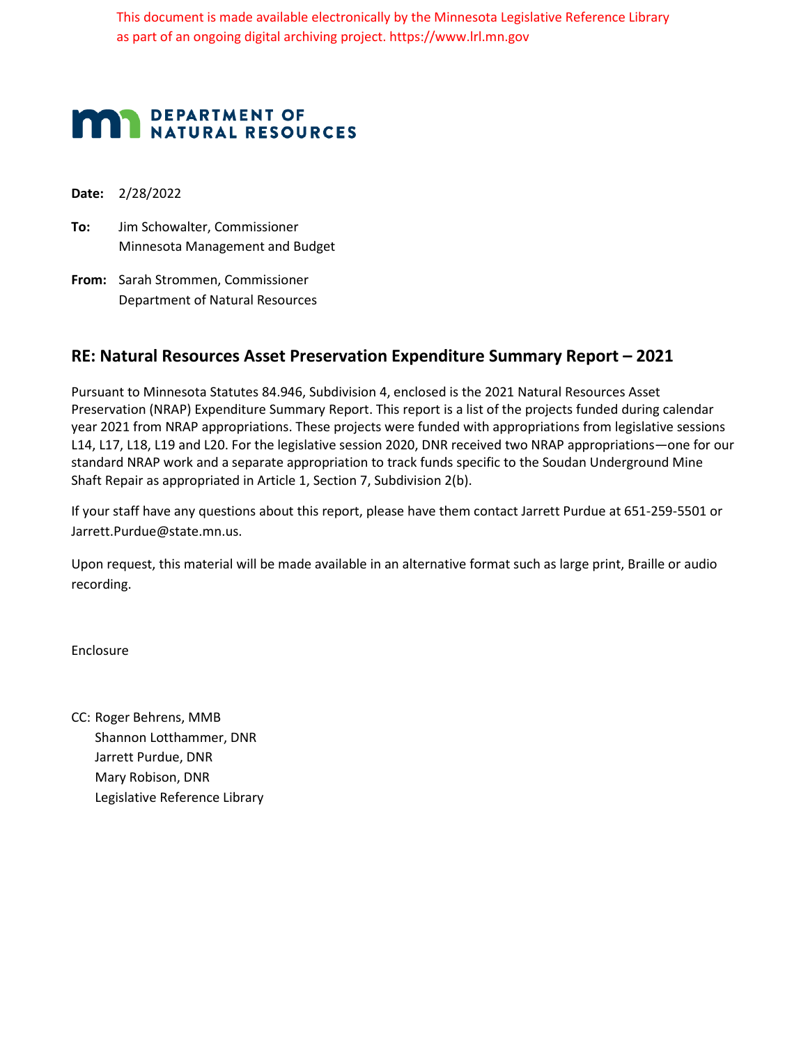This document is made available electronically by the Minnesota Legislative Reference Library as part of an ongoing digital archiving project. https://www.lrl.mn.gov

DEPARTMENT OF NATURAL RESOURCES

**Date:** 2/28/2022

**To:** Jim Schowalter, Commissioner
Minnesota Management and Budget

**From:** Sarah Strommen, Commissioner
Department of Natural Resources

## RE: Natural Resources Asset Preservation Expenditure Summary Report – 2021

Pursuant to Minnesota Statutes 84.946, Subdivision 4, enclosed is the 2021 Natural Resources Asset Preservation (NRAP) Expenditure Summary Report. This report is a list of the projects funded during calendar year 2021 from NRAP appropriations. These projects were funded with appropriations from legislative sessions L14, L17, L18, L19 and L20. For the legislative session 2020, DNR received two NRAP appropriations—one for our standard NRAP work and a separate appropriation to track funds specific to the Soudan Underground Mine Shaft Repair as appropriated in Article 1, Section 7, Subdivision 2(b).

If your staff have any questions about this report, please have them contact Jarrett Purdue at 651-259-5501 or Jarrett.Purdue@state.mn.us.

Upon request, this material will be made available in an alternative format such as large print, Braille or audio recording.

Enclosure

CC: Roger Behrens, MMB
Shannon Lotthammer, DNR
Jarrett Purdue, DNR
Mary Robison, DNR
Legislative Reference Library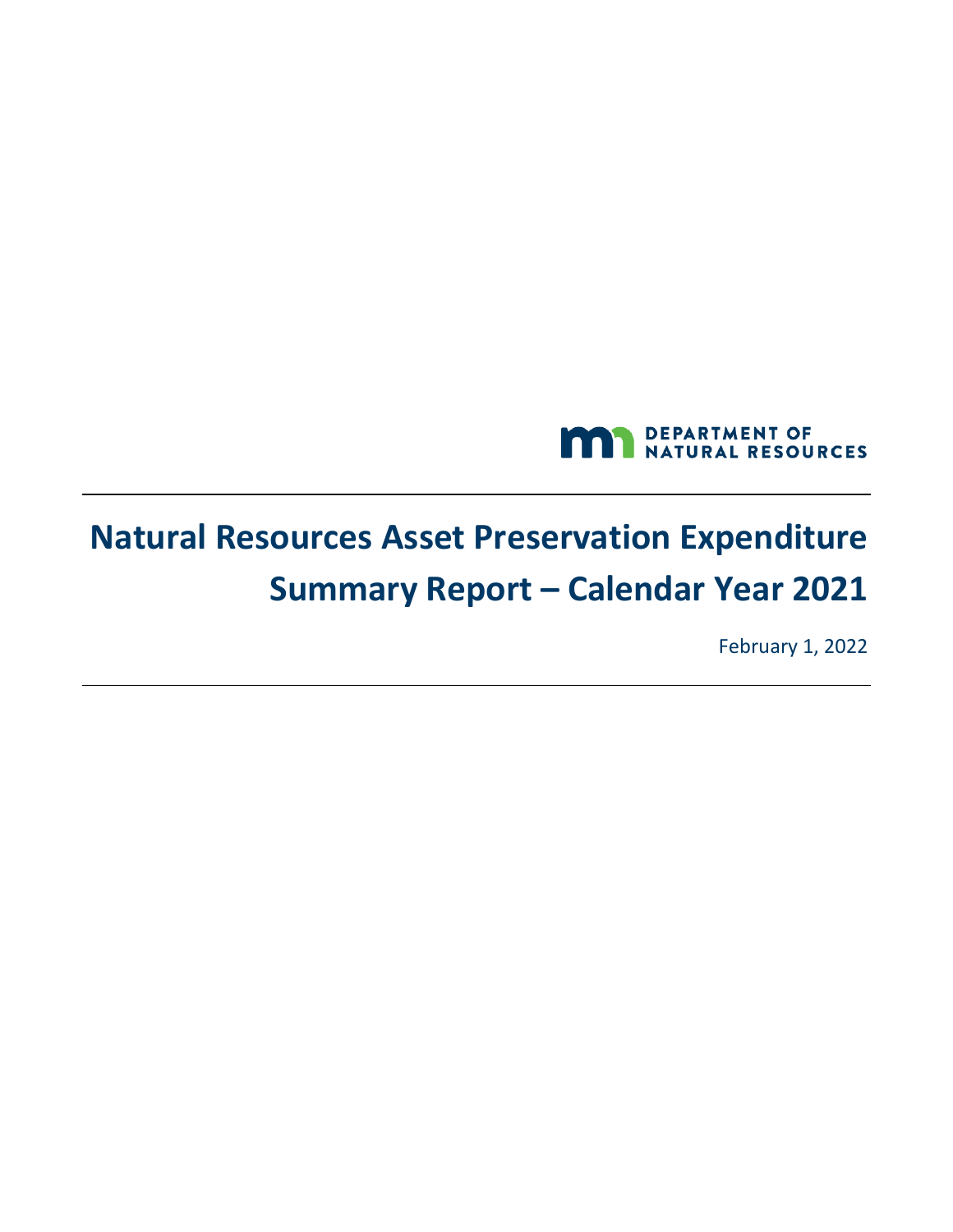DEPARTMENT OF NATURAL RESOURCES

# Natural Resources Asset Preservation Expenditure Summary Report – Calendar Year 2021

February 1, 2022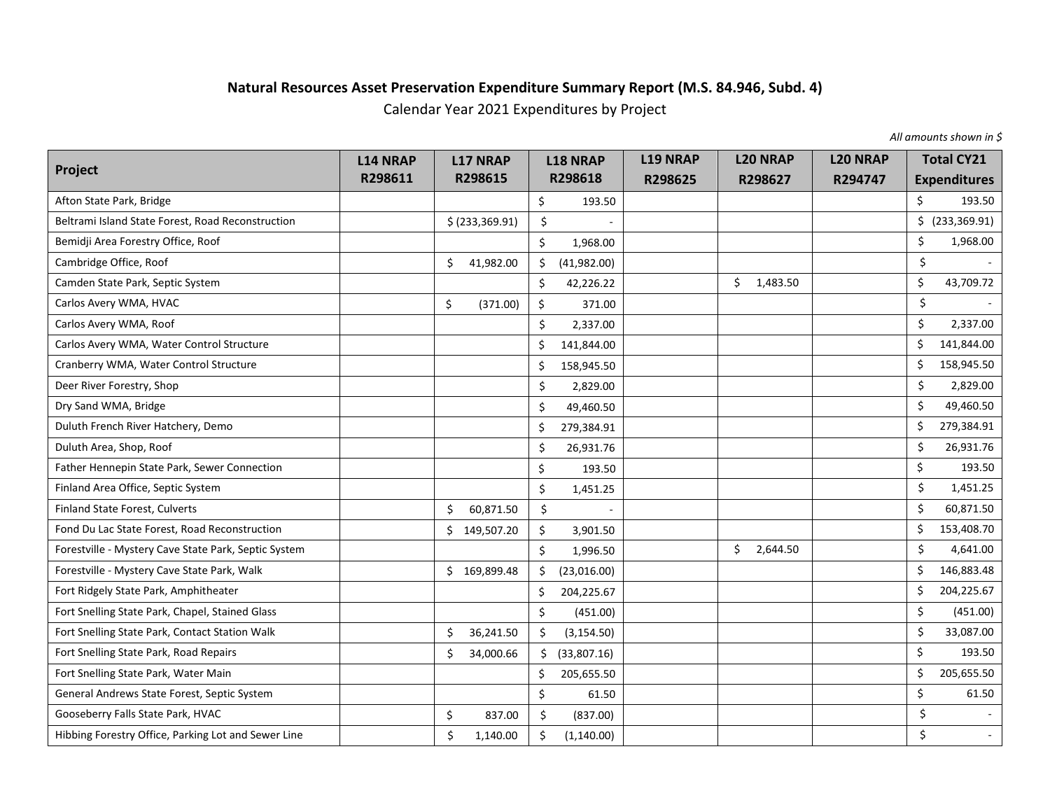**Natural Resources Asset Preservation Expenditure Summary Report (M.S. 84.946, Subd. 4)**

Calendar Year 2021 Expenditures by Project

*All amounts shown in $*

| Project | L14 NRAP R298611 | L17 NRAP R298615 | L18 NRAP R298618 | L19 NRAP R298625 | L20 NRAP R298627 | L20 NRAP R294747 | Total CY21 Expenditures |
|---|---|---|---|---|---|---|---|
| Afton State Park, Bridge | | | $ 193.50 | | | | $ 193.50 |
| Beltrami Island State Forest, Road Reconstruction | | $ (233,369.91) | $ - | | | | $ (233,369.91) |
| Bemidji Area Forestry Office, Roof | | | $ 1,968.00 | | | | $ 1,968.00 |
| Cambridge Office, Roof | | $ 41,982.00 | $ (41,982.00) | | | | $ - |
| Camden State Park, Septic System | | | $ 42,226.22 | | $ 1,483.50 | | $ 43,709.72 |
| Carlos Avery WMA, HVAC | | $ (371.00) | $ 371.00 | | | | $ - |
| Carlos Avery WMA, Roof | | | $ 2,337.00 | | | | $ 2,337.00 |
| Carlos Avery WMA, Water Control Structure | | | $ 141,844.00 | | | | $ 141,844.00 |
| Cranberry WMA, Water Control Structure | | | $ 158,945.50 | | | | $ 158,945.50 |
| Deer River Forestry, Shop | | | $ 2,829.00 | | | | $ 2,829.00 |
| Dry Sand WMA, Bridge | | | $ 49,460.50 | | | | $ 49,460.50 |
| Duluth French River Hatchery, Demo | | | $ 279,384.91 | | | | $ 279,384.91 |
| Duluth Area, Shop, Roof | | | $ 26,931.76 | | | | $ 26,931.76 |
| Father Hennepin State Park, Sewer Connection | | | $ 193.50 | | | | $ 193.50 |
| Finland Area Office, Septic System | | | $ 1,451.25 | | | | $ 1,451.25 |
| Finland State Forest, Culverts | | $ 60,871.50 | $ - | | | | $ 60,871.50 |
| Fond Du Lac State Forest, Road Reconstruction | | $ 149,507.20 | $ 3,901.50 | | | | $ 153,408.70 |
| Forestville - Mystery Cave State Park, Septic System | | | $ 1,996.50 | | $ 2,644.50 | | $ 4,641.00 |
| Forestville - Mystery Cave State Park, Walk | | $ 169,899.48 | $ (23,016.00) | | | | $ 146,883.48 |
| Fort Ridgely State Park, Amphitheater | | | $ 204,225.67 | | | | $ 204,225.67 |
| Fort Snelling State Park, Chapel, Stained Glass | | | $ (451.00) | | | | $ (451.00) |
| Fort Snelling State Park, Contact Station Walk | | $ 36,241.50 | $ (3,154.50) | | | | $ 33,087.00 |
| Fort Snelling State Park, Road Repairs | | $ 34,000.66 | $ (33,807.16) | | | | $ 193.50 |
| Fort Snelling State Park, Water Main | | | $ 205,655.50 | | | | $ 205,655.50 |
| General Andrews State Forest, Septic System | | | $ 61.50 | | | | $ 61.50 |
| Gooseberry Falls State Park, HVAC | | $ 837.00 | $ (837.00) | | | | $ - |
| Hibbing Forestry Office, Parking Lot and Sewer Line | | $ 1,140.00 | $ (1,140.00) | | | | $ - |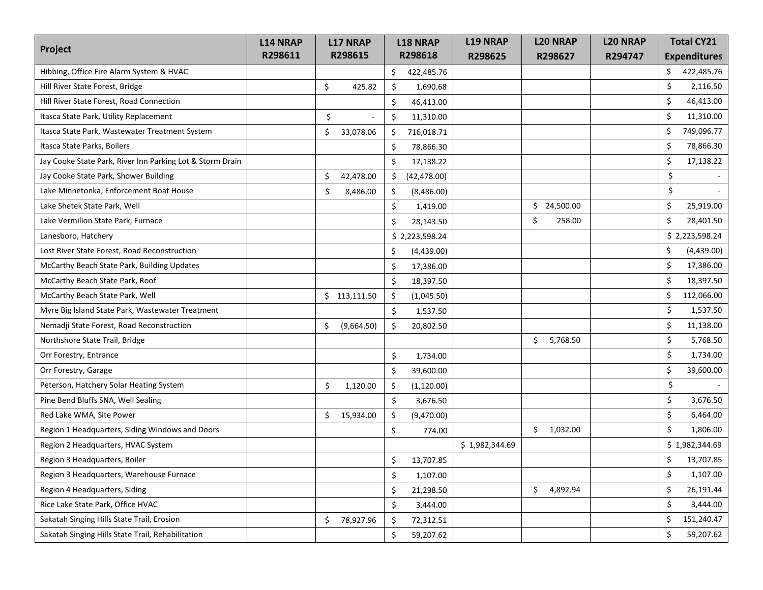| Project | L14 NRAP R298611 | L17 NRAP R298615 | L18 NRAP R298618 | L19 NRAP R298625 | L20 NRAP R298627 | L20 NRAP R294747 | Total CY21 Expenditures |
|---|---|---|---|---|---|---|---|
| Hibbing, Office Fire Alarm System & HVAC | | | $ 422,485.76 | | | | $ 422,485.76 |
| Hill River State Forest, Bridge | | $ 425.82 | $ 1,690.68 | | | | $ 2,116.50 |
| Hill River State Forest, Road Connection | | | $ 46,413.00 | | | | $ 46,413.00 |
| Itasca State Park, Utility Replacement | | $ - | $ 11,310.00 | | | | $ 11,310.00 |
| Itasca State Park, Wastewater Treatment System | | $ 33,078.06 | $ 716,018.71 | | | | $ 749,096.77 |
| Itasca State Parks, Boilers | | | $ 78,866.30 | | | | $ 78,866.30 |
| Jay Cooke State Park, River Inn Parking Lot & Storm Drain | | | $ 17,138.22 | | | | $ 17,138.22 |
| Jay Cooke State Park, Shower Building | | $ 42,478.00 | $ (42,478.00) | | | | $ - |
| Lake Minnetonka, Enforcement Boat House | | $ 8,486.00 | $ (8,486.00) | | | | $ - |
| Lake Shetek State Park, Well | | | $ 1,419.00 | | $ 24,500.00 | | $ 25,919.00 |
| Lake Vermilion State Park, Furnace | | | $ 28,143.50 | | $ 258.00 | | $ 28,401.50 |
| Lanesboro, Hatchery | | | $ 2,223,598.24 | | | | $ 2,223,598.24 |
| Lost River State Forest, Road Reconstruction | | | $ (4,439.00) | | | | $ (4,439.00) |
| McCarthy Beach State Park, Building Updates | | | $ 17,386.00 | | | | $ 17,386.00 |
| McCarthy Beach State Park, Roof | | | $ 18,397.50 | | | | $ 18,397.50 |
| McCarthy Beach State Park, Well | | $ 113,111.50 | $ (1,045.50) | | | | $ 112,066.00 |
| Myre Big Island State Park, Wastewater Treatment | | | $ 1,537.50 | | | | $ 1,537.50 |
| Nemadji State Forest, Road Reconstruction | | $ (9,664.50) | $ 20,802.50 | | | | $ 11,138.00 |
| Northshore State Trail, Bridge | | | | | $ 5,768.50 | | $ 5,768.50 |
| Orr Forestry, Entrance | | | $ 1,734.00 | | | | $ 1,734.00 |
| Orr Forestry, Garage | | | $ 39,600.00 | | | | $ 39,600.00 |
| Peterson, Hatchery Solar Heating System | | $ 1,120.00 | $ (1,120.00) | | | | $ - |
| Pine Bend Bluffs SNA, Well Sealing | | | $ 3,676.50 | | | | $ 3,676.50 |
| Red Lake WMA, Site Power | | $ 15,934.00 | $ (9,470.00) | | | | $ 6,464.00 |
| Region 1 Headquarters, Siding Windows and Doors | | | $ 774.00 | | $ 1,032.00 | | $ 1,806.00 |
| Region 2 Headquarters, HVAC System | | | | $ 1,982,344.69 | | | $ 1,982,344.69 |
| Region 3 Headquarters, Boiler | | | $ 13,707.85 | | | | $ 13,707.85 |
| Region 3 Headquarters, Warehouse Furnace | | | $ 1,107.00 | | | | $ 1,107.00 |
| Region 4 Headquarters, Siding | | | $ 21,298.50 | | $ 4,892.94 | | $ 26,191.44 |
| Rice Lake State Park, Office HVAC | | | $ 3,444.00 | | | | $ 3,444.00 |
| Sakatah Singing Hills State Trail, Erosion | | $ 78,927.96 | $ 72,312.51 | | | | $ 151,240.47 |
| Sakatah Singing Hills State Trail, Rehabilitation | | | $ 59,207.62 | | | | $ 59,207.62 |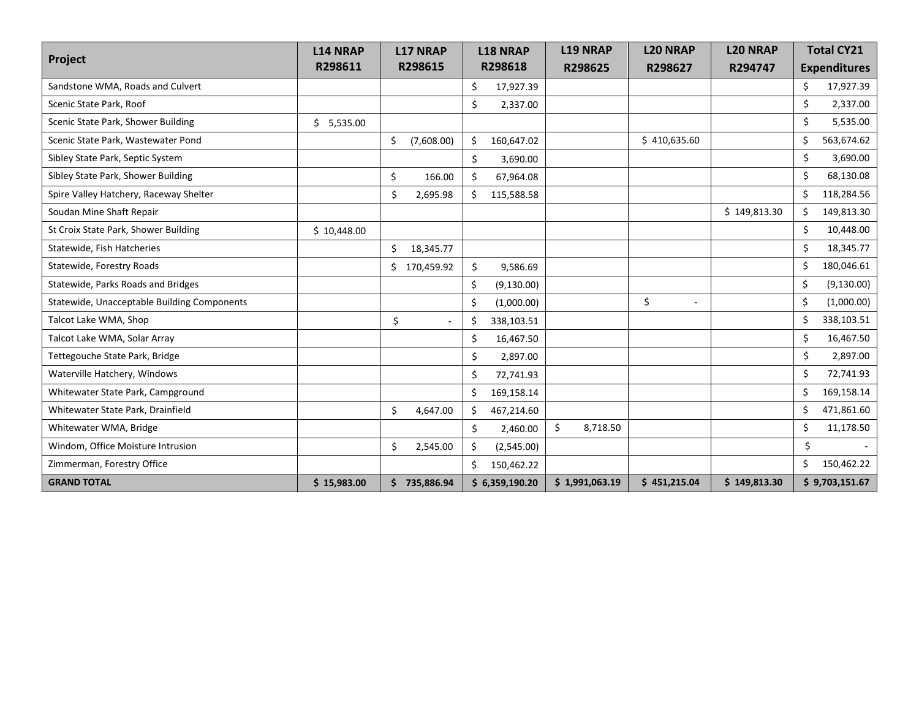| Project | L14 NRAP R298611 | L17 NRAP R298615 | L18 NRAP R298618 | L19 NRAP R298625 | L20 NRAP R298627 | L20 NRAP R294747 | Total CY21 Expenditures |
|---|---|---|---|---|---|---|---|
| Sandstone WMA, Roads and Culvert | | | $ 17,927.39 | | | | $ 17,927.39 |
| Scenic State Park, Roof | | | $ 2,337.00 | | | | $ 2,337.00 |
| Scenic State Park, Shower Building | $ 5,535.00 | | | | | | $ 5,535.00 |
| Scenic State Park, Wastewater Pond | | $ (7,608.00) | $ 160,647.02 | | $ 410,635.60 | | $ 563,674.62 |
| Sibley State Park, Septic System | | | $ 3,690.00 | | | | $ 3,690.00 |
| Sibley State Park, Shower Building | | $ 166.00 | $ 67,964.08 | | | | $ 68,130.08 |
| Spire Valley Hatchery, Raceway Shelter | | $ 2,695.98 | $ 115,588.58 | | | | $ 118,284.56 |
| Soudan Mine Shaft Repair | | | | | | $ 149,813.30 | $ 149,813.30 |
| St Croix State Park, Shower Building | $ 10,448.00 | | | | | | $ 10,448.00 |
| Statewide, Fish Hatcheries | | $ 18,345.77 | | | | | $ 18,345.77 |
| Statewide, Forestry Roads | | $ 170,459.92 | $ 9,586.69 | | | | $ 180,046.61 |
| Statewide, Parks Roads and Bridges | | | $ (9,130.00) | | | | $ (9,130.00) |
| Statewide, Unacceptable Building Components | | | $ (1,000.00) | | $ - | | $ (1,000.00) |
| Talcot Lake WMA, Shop | | $ - | $ 338,103.51 | | | | $ 338,103.51 |
| Talcot Lake WMA, Solar Array | | | $ 16,467.50 | | | | $ 16,467.50 |
| Tettegouche State Park, Bridge | | | $ 2,897.00 | | | | $ 2,897.00 |
| Waterville Hatchery, Windows | | | $ 72,741.93 | | | | $ 72,741.93 |
| Whitewater State Park, Campground | | | $ 169,158.14 | | | | $ 169,158.14 |
| Whitewater State Park, Drainfield | | $ 4,647.00 | $ 467,214.60 | | | | $ 471,861.60 |
| Whitewater WMA, Bridge | | | $ 2,460.00 | $ 8,718.50 | | | $ 11,178.50 |
| Windom, Office Moisture Intrusion | | $ 2,545.00 | $ (2,545.00) | | | | $ - |
| Zimmerman, Forestry Office | | | $ 150,462.22 | | | | $ 150,462.22 |
| **GRAND TOTAL** | **$ 15,983.00** | **$ 735,886.94** | **$ 6,359,190.20** | **$ 1,991,063.19** | **$ 451,215.04** | **$ 149,813.30** | **$ 9,703,151.67** |